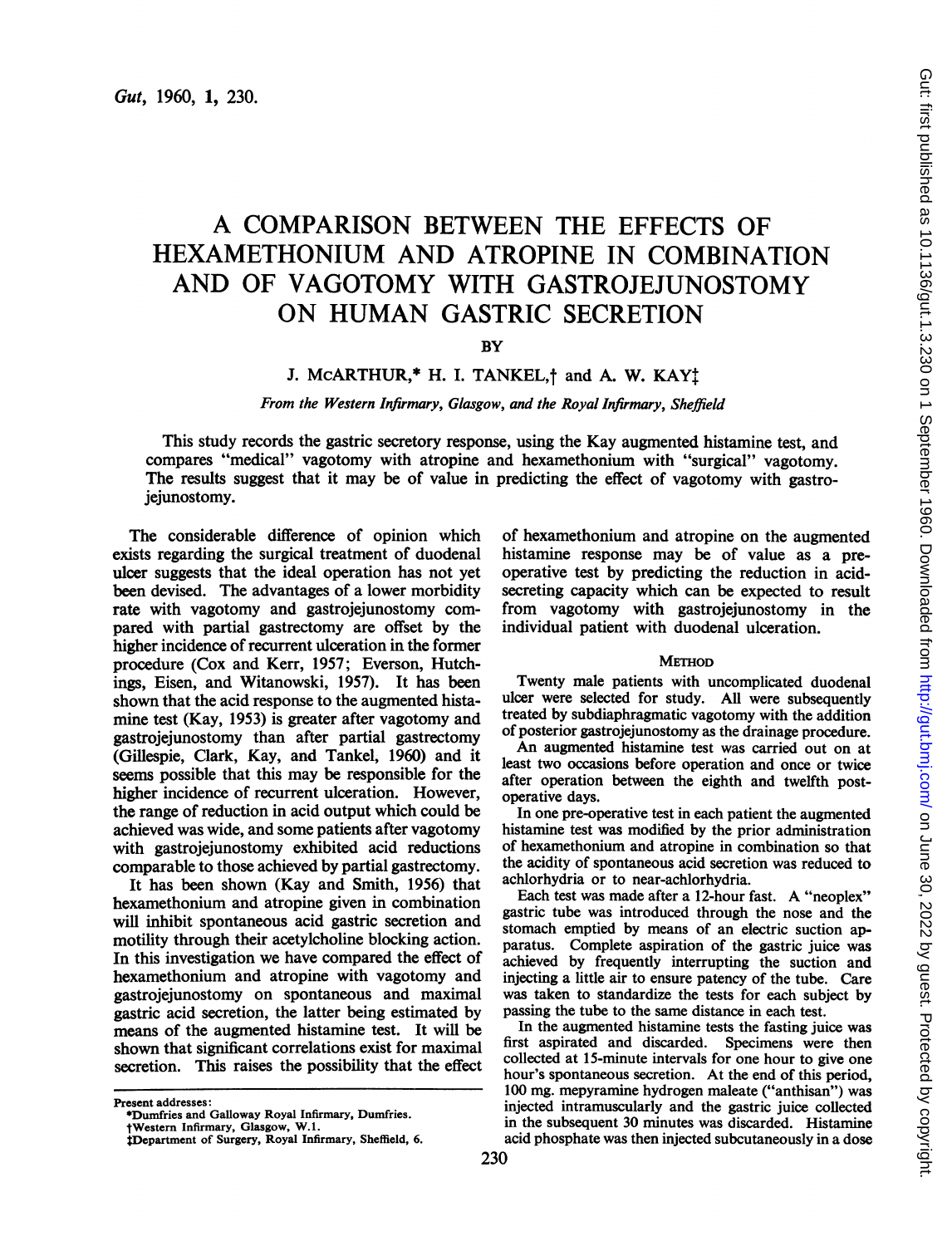# A COMPARISON BETWEEN THE EFFECTS OF HEXAMETHONIUM AND ATROPINE IN COMBINATION AND OF VAGOTOMY WITH GASTROJEJUNOSTOMY ON HUMAN GASTRIC SECRETION

BY

J. McARTHUR,* H. I. TANKEL,† and A. W. KAY‡

*From the Western Infirmary, Glasgow, and the Royal Infirmary, Sheffield*

This study records the gastric secretory response, using the Kay augmented histamine test, and compares "medical" vagotomy with atropine and hexamethonium with "surgical" vagotomy. The results suggest that it may be of value in predicting the effect of vagotomy with gastrojejunostomy.

The considerable difference of opinion which exists regarding the surgical treatment of duodenal ulcer suggests that the ideal operation has not yet been devised. The advantages of a lower morbidity rate with vagotomy and gastrojejunostomy compared with partial gastrectomy are offset by the higher incidence of recurrent ulceration in the former procedure (Cox and Kerr, 1957; Everson, Hutchings, Eisen, and Witanowski, 1957). It has been shown that the acid response to the augmented histamine test (Kay, 1953) is greater after vagotomy and gastrojejunostomy than after partial gastrectomy (Gillespie, Clark, Kay, and Tankel, 1960) and it seems possible that this may be responsible for the higher incidence of recurrent ulceration. However, the range of reduction in acid output which could be achieved was wide, and some patients after vagotomy with gastrojejunostomy exhibited acid reductions comparable to those achieved by partial gastrectomy.

It has been shown (Kay and Smith, 1956) that hexamethonium and atropine given in combination will inhibit spontaneous acid gastric secretion and motility through their acetylcholine blocking action. In this investigation we have compared the effect of hexamethonium and atropine with vagotomy and gastrojejunostomy on spontaneous and maximal gastric acid secretion, the latter being estimated by means of the augmented histamine test. It will be shown that significant correlations exist for maximal secretion. This raises the possibility that the effect of hexamethonium and atropine on the augmented histamine response may be of value as a preoperative test by predicting the reduction in acid-secreting capacity which can be expected to result from vagotomy with gastrojejunostomy in the individual patient with duodenal ulceration.

## METHOD

Twenty male patients with uncomplicated duodenal ulcer were selected for study. All were subsequently treated by subdiaphragmatic vagotomy with the addition of posterior gastrojejunostomy as the drainage procedure.

An augmented histamine test was carried out on at least two occasions before operation and once or twice after operation between the eighth and twelfth post-operative days.

In one pre-operative test in each patient the augmented histamine test was modified by the prior administration of hexamethonium and atropine in combination so that the acidity of spontaneous acid secretion was reduced to achlorhydria or to near-achlorhydria.

Each test was made after a 12-hour fast. A "neoplex" gastric tube was introduced through the nose and the stomach emptied by means of an electric suction apparatus. Complete aspiration of the gastric juice was achieved by frequently interrupting the suction and injecting a little air to ensure patency of the tube. Care was taken to standardize the tests for each subject by passing the tube to the same distance in each test.

In the augmented histamine tests the fasting juice was first aspirated and discarded. Specimens were then collected at 15-minute intervals for one hour to give one hour's spontaneous secretion. At the end of this period, 100 mg. mepyramine hydrogen maleate ("anthisan") was injected intramuscularly and the gastric juice collected in the subsequent 30 minutes was discarded. Histamine acid phosphate was then injected subcutaneously in a dose

---

Present addresses:
*Dumfries and Galloway Royal Infirmary, Dumfries.
†Western Infirmary, Glasgow, W.1.
‡Department of Surgery, Royal Infirmary, Sheffield, 6.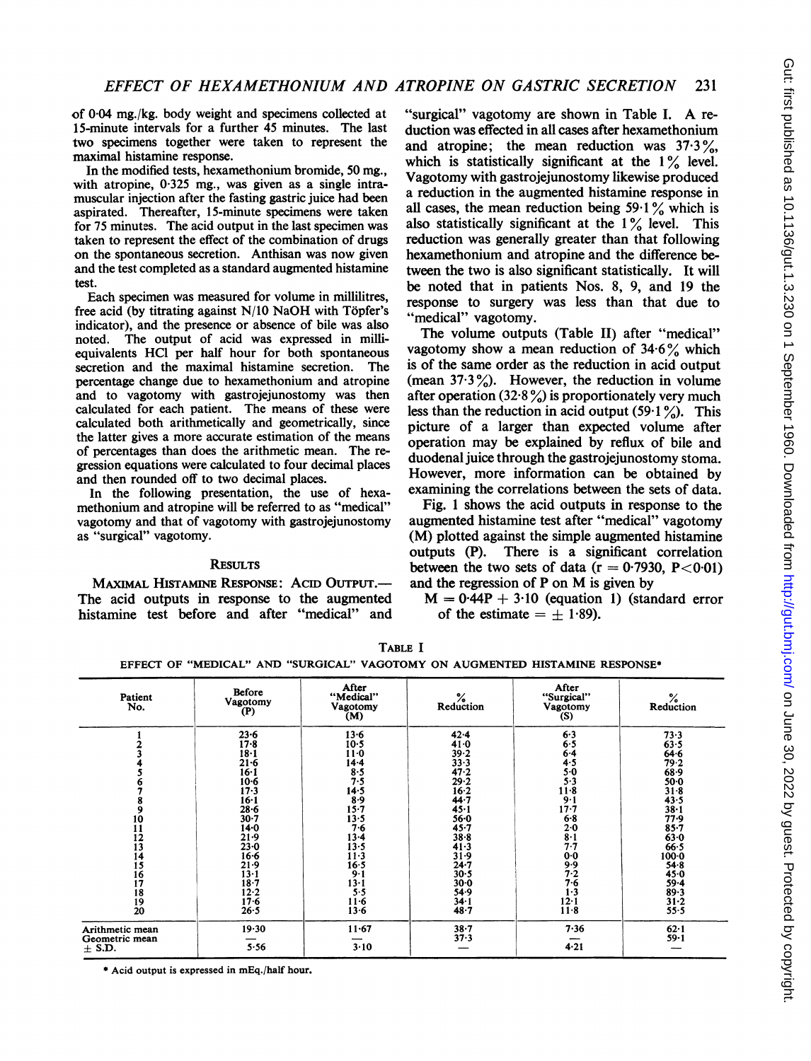of 0·04 mg./kg. body weight and specimens collected at 15-minute intervals for a further 45 minutes. The last two specimens together were taken to represent the maximal histamine response.

In the modified tests, hexamethonium bromide, 50 mg., with atropine, 0·325 mg., was given as a single intramuscular injection after the fasting gastric juice had been aspirated. Thereafter, 15-minute specimens were taken for 75 minutes. The acid output in the last specimen was taken to represent the effect of the combination of drugs on the spontaneous secretion. Anthisan was now given and the test completed as a standard augmented histamine test.

Each specimen was measured for volume in millilitres, free acid (by titrating against N/10 NaOH with Töpfer's indicator), and the presence or absence of bile was also noted. The output of acid was expressed in milliequivalents HCl per half hour for both spontaneous secretion and the maximal histamine secretion. The percentage change due to hexamethonium and atropine and to vagotomy with gastrojejunostomy was then calculated for each patient. The means of these were calculated both arithmetically and geometrically, since the latter gives a more accurate estimation of the means of percentages than does the arithmetic mean. The regression equations were calculated to four decimal places and then rounded off to two decimal places.

In the following presentation, the use of hexamethonium and atropine will be referred to as "medical" vagotomy and that of vagotomy with gastrojejunostomy as "surgical" vagotomy.

## RESULTS

**MAXIMAL HISTAMINE RESPONSE: ACID OUTPUT.**—The acid outputs in response to the augmented histamine test before and after "medical" and "surgical" vagotomy are shown in Table I. A reduction was effected in all cases after hexamethonium and atropine; the mean reduction was 37·3%, which is statistically significant at the 1% level. Vagotomy with gastrojejunostomy likewise produced a reduction in the augmented histamine response in all cases, the mean reduction being 59·1% which is also statistically significant at the 1% level. This reduction was generally greater than that following hexamethonium and atropine and the difference between the two is also significant statistically. It will be noted that in patients Nos. 8, 9, and 19 the response to surgery was less than that due to "medical" vagotomy.

The volume outputs (Table II) after "medical" vagotomy show a mean reduction of 34·6% which is of the same order as the reduction in acid output (mean 37·3%). However, the reduction in volume after operation (32·8%) is proportionately very much less than the reduction in acid output (59·1%). This picture of a larger than expected volume after operation may be explained by reflux of bile and duodenal juice through the gastrojejunostomy stoma. However, more information can be obtained by examining the correlations between the sets of data.

Fig. 1 shows the acid outputs in response to the augmented histamine test after "medical" vagotomy (M) plotted against the simple augmented histamine outputs (P). There is a significant correlation between the two sets of data ($r = 0·7930$, $P<0·01$) and the regression of P on M is given by

$M = 0·44P + 3·10$ (equation 1) (standard error of the estimate $= \pm 1·89$).

TABLE I

EFFECT OF "MEDICAL" AND "SURGICAL" VAGOTOMY ON AUGMENTED HISTAMINE RESPONSE*

| Patient No. | Before Vagotomy (P) | After "Medical" Vagotomy (M) | % Reduction | After "Surgical" Vagotomy (S) | % Reduction |
|---|---|---|---|---|---|
| 1 | 23·6 | 13·6 | 42·4 | 6·3 | 73·3 |
| 2 | 17·8 | 10·5 | 41·0 | 6·5 | 63·5 |
| 3 | 18·1 | 11·0 | 39·2 | 6·4 | 64·6 |
| 4 | 21·6 | 14·4 | 33·3 | 4·5 | 79·2 |
| 5 | 16·1 | 8·5 | 47·2 | 5·0 | 68·9 |
| 6 | 10·6 | 7·5 | 29·2 | 5·3 | 50·0 |
| 7 | 17·3 | 14·5 | 16·2 | 11·8 | 31·8 |
| 8 | 16·1 | 8·9 | 44·7 | 9·1 | 43·5 |
| 9 | 28·6 | 15·7 | 45·1 | 17·7 | 38·1 |
| 10 | 30·7 | 13·5 | 56·0 | 6·8 | 77·9 |
| 11 | 14·0 | 7·6 | 45·7 | 2·0 | 85·7 |
| 12 | 21·9 | 13·4 | 38·8 | 8·1 | 63·0 |
| 13 | 23·0 | 13·5 | 41·3 | 7·7 | 66·5 |
| 14 | 16·6 | 11·3 | 31·9 | 0·0 | 100·0 |
| 15 | 21·9 | 16·5 | 24·7 | 9·9 | 54·8 |
| 16 | 13·1 | 9·1 | 30·5 | 7·2 | 45·0 |
| 17 | 18·7 | 13·1 | 30·0 | 7·6 | 59·4 |
| 18 | 12·2 | 5·5 | 54·9 | 1·3 | 89·3 |
| 19 | 17·6 | 11·6 | 34·1 | 12·1 | 31·2 |
| 20 | 26·5 | 13·6 | 48·7 | 11·8 | 55·5 |
| Arithmetic mean | 19·30 | 11·67 | 38·7 | 7·36 | 62·1 |
| Geometric mean | — | — | 37·3 | — | 59·1 |
| ± S.D. | 5·56 | 3·10 | — | 4·21 | — |

\* Acid output is expressed in mEq./half hour.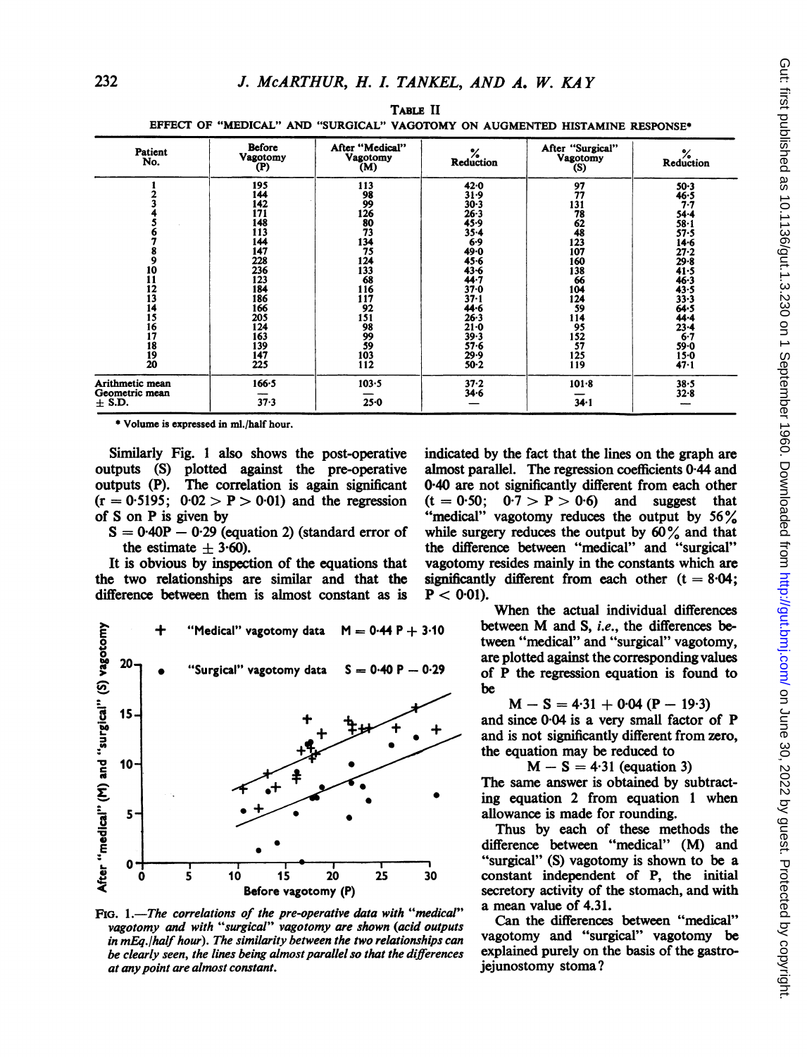TABLE II

EFFECT OF "MEDICAL" AND "SURGICAL" VAGOTOMY ON AUGMENTED HISTAMINE RESPONSE*

| Patient No. | Before Vagotomy (P) | After "Medical" Vagotomy (M) | % Reduction | After "Surgical" Vagotomy (S) | % Reduction |
|---|---|---|---|---|---|
| 1 | 195 | 113 | 42·0 | 97 | 50·3 |
| 2 | 144 | 98 | 31·9 | 77 | 46·5 |
| 3 | 142 | 99 | 30·3 | 131 | 7·7 |
| 4 | 171 | 126 | 26·3 | 78 | 54·4 |
| 5 | 148 | 80 | 45·9 | 62 | 58·1 |
| 6 | 113 | 73 | 35·4 | 48 | 57·5 |
| 7 | 144 | 134 | 6·9 | 123 | 14·6 |
| 8 | 147 | 75 | 49·0 | 107 | 27·2 |
| 9 | 228 | 124 | 45·6 | 160 | 29·8 |
| 10 | 236 | 133 | 43·6 | 138 | 41·5 |
| 11 | 123 | 68 | 44·7 | 66 | 46·3 |
| 12 | 184 | 116 | 37·0 | 104 | 43·5 |
| 13 | 186 | 117 | 37·1 | 124 | 33·3 |
| 14 | 166 | 92 | 44·6 | 59 | 64·5 |
| 15 | 205 | 151 | 26·3 | 114 | 44·4 |
| 16 | 124 | 98 | 21·0 | 95 | 23·4 |
| 17 | 163 | 99 | 39·3 | 152 | 6·7 |
| 18 | 139 | 59 | 57·6 | 57 | 59·0 |
| 19 | 147 | 103 | 29·9 | 125 | 15·0 |
| 20 | 225 | 112 | 50·2 | 119 | 47·1 |
| Arithmetic mean | 166·5 | 103·5 | 37·2 | 101·8 | 38·5 |
| Geometric mean | — | — | 34·6 | — | 32·8 |
| ± S.D. | 37·3 | 25·0 | — | 34·1 | — |

\* Volume is expressed in ml./half hour.

Similarly Fig. 1 also shows the post-operative outputs (S) plotted against the pre-operative outputs (P). The correlation is again significant ($r = 0{\cdot}5195$; $0{\cdot}02 > P > 0{\cdot}01$) and the regression of S on P is given by

$S = 0{\cdot}40P - 0{\cdot}29$ (equation 2) (standard error of the estimate $\pm\,3{\cdot}60$).

It is obvious by inspection of the equations that the two relationships are similar and that the difference between them is almost constant as is indicated by the fact that the lines on the graph are almost parallel. The regression coefficients 0·44 and 0·40 are not significantly different from each other ($t = 0{\cdot}50$; $0{\cdot}7 > P > 0{\cdot}6$) and suggest that "medical" vagotomy reduces the output by 56% while surgery reduces the output by 60% and that the difference between "medical" and "surgical" vagotomy resides mainly in the constants which are significantly different from each other ($t = 8{\cdot}04$; $P < 0{\cdot}01$).

FIG. 1.—*The correlations of the pre-operative data with "medical" vagotomy and with "surgical" vagotomy are shown (acid outputs in mEq./half hour). The similarity between the two relationships can be clearly seen, the lines being almost parallel so that the differences at any point are almost constant.*

When the actual individual differences between M and S, *i.e.*, the differences between "medical" and "surgical" vagotomy, are plotted against the corresponding values of P the regression equation is found to be

$$M - S = 4{\cdot}31 + 0{\cdot}04\,(P - 19{\cdot}3)$$

and since 0·04 is a very small factor of P and is not significantly different from zero, the equation may be reduced to

$$M - S = 4{\cdot}31 \text{ (equation 3)}$$

The same answer is obtained by subtracting equation 2 from equation 1 when allowance is made for rounding.

Thus by each of these methods the difference between "medical" (M) and "surgical" (S) vagotomy is shown to be a constant independent of P, the initial secretory activity of the stomach, and with a mean value of 4.31.

Can the differences between "medical" vagotomy and "surgical" vagotomy be explained purely on the basis of the gastrojejunostomy stoma?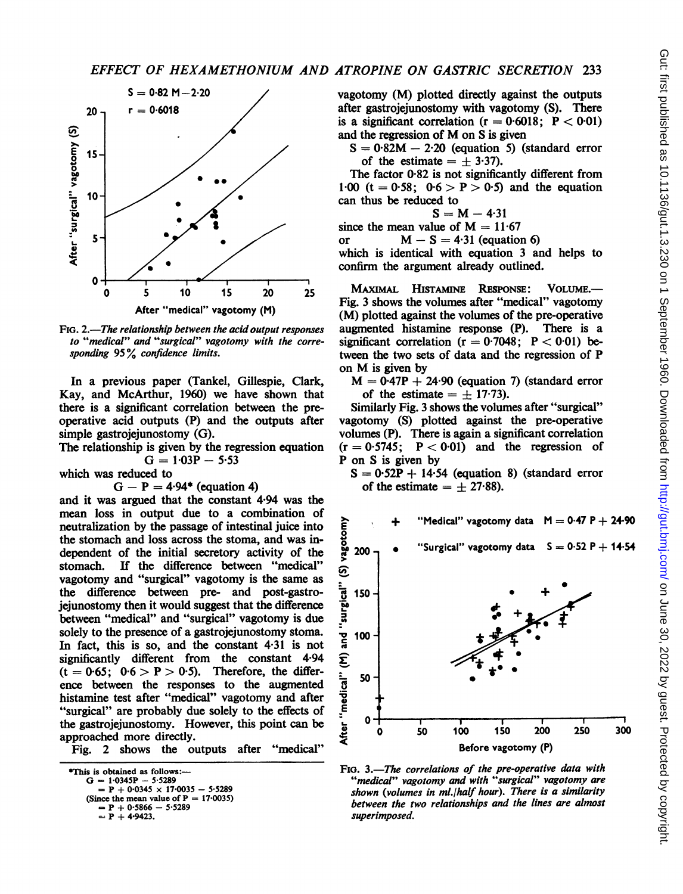FIG. 2.—*The relationship between the acid output responses to "medical" and "surgical" vagotomy with the corresponding 95% confidence limits.*

In a previous paper (Tankel, Gillespie, Clark, Kay, and McArthur, 1960) we have shown that there is a significant correlation between the pre-operative acid outputs (P) and the outputs after simple gastrojejunostomy (G).

The relationship is given by the regression equation

$$G = 1{\cdot}03P - 5{\cdot}53$$

which was reduced to

$$G - P = 4{\cdot}94^* \text{ (equation 4)}$$

and it was argued that the constant 4·94 was the mean loss in output due to a combination of neutralization by the passage of intestinal juice into the stomach and loss across the stoma, and was independent of the initial secretory activity of the stomach. If the difference between "medical" vagotomy and "surgical" vagotomy is the same as the difference between pre- and post-gastrojejunostomy then it would suggest that the difference between "medical" and "surgical" vagotomy is due solely to the presence of a gastrojejunostomy stoma. In fact, this is so, and the constant 4·31 is not significantly different from the constant 4·94 ($t = 0{\cdot}65$; $0{\cdot}6 > P > 0{\cdot}5$). Therefore, the difference between the responses to the augmented histamine test after "medical" vagotomy and after "surgical" are probably due solely to the effects of the gastrojejunostomy. However, this point can be approached more directly.

Fig. 2 shows the outputs after "medical" vagotomy (M) plotted directly against the outputs after gastrojejunostomy with vagotomy (S). There is a significant correlation ($r = 0{\cdot}6018$; $P < 0{\cdot}01$) and the regression of M on S is given

$S = 0{\cdot}82M - 2{\cdot}20$ (equation 5) (standard error of the estimate $= \pm 3{\cdot}37$).

The factor 0·82 is not significantly different from 1·00 ($t = 0{\cdot}58$; $0{\cdot}6 > P > 0{\cdot}5$) and the equation can thus be reduced to

$$S = M - 4{\cdot}31$$

since the mean value of $M = 11{\cdot}67$

or $$M - S = 4{\cdot}31 \text{ (equation 6)}$$

which is identical with equation 3 and helps to confirm the argument already outlined.

MAXIMAL HISTAMINE RESPONSE: VOLUME.—Fig. 3 shows the volumes after "medical" vagotomy (M) plotted against the volumes of the pre-operative augmented histamine response (P). There is a significant correlation ($r = 0{\cdot}7048$; $P < 0{\cdot}01$) between the two sets of data and the regression of P on M is given by

$M = 0{\cdot}47P + 24{\cdot}90$ (equation 7) (standard error of the estimate $= \pm 17{\cdot}73$).

Similarly Fig. 3 shows the volumes after "surgical" vagotomy (S) plotted against the pre-operative volumes (P). There is again a significant correlation ($r = 0{\cdot}5745$; $P < 0{\cdot}01$) and the regression of P on S is given by

$S = 0{\cdot}52P + 14{\cdot}54$ (equation 8) (standard error of the estimate $= \pm 27{\cdot}88$).

FIG. 3.—*The correlations of the pre-operative data with "medical" vagotomy and with "surgical" vagotomy are shown (volumes in ml./half hour). There is a similarity between the two relationships and the lines are almost superimposed.*

*This is obtained as follows:—

$G = 1{\cdot}0345P - 5{\cdot}5289$
$= P + 0{\cdot}0345 \times 17{\cdot}0035 - 5{\cdot}5289$
(Since the mean value of $P = 17{\cdot}0035$)
$= P + 0{\cdot}5866 - 5{\cdot}5289$
$= P + 4{\cdot}9423.$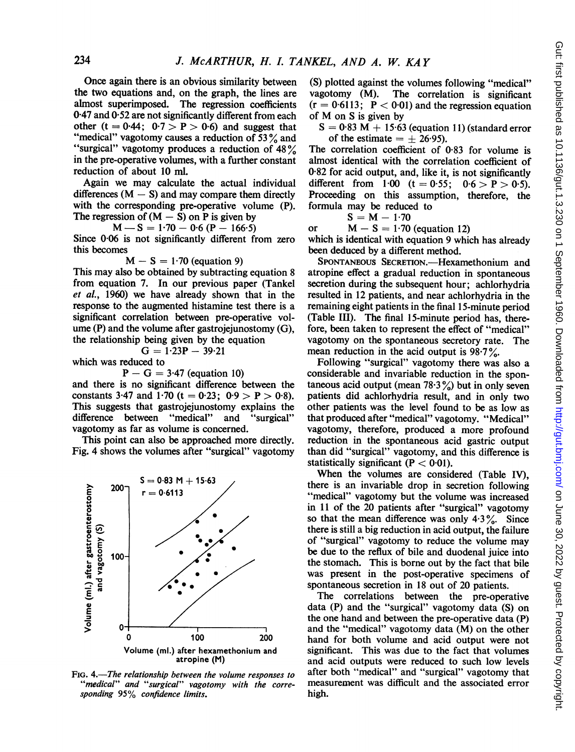Once again there is an obvious similarity between the two equations and, on the graph, the lines are almost superimposed. The regression coefficients 0·47 and 0·52 are not significantly different from each other ($t = 0{\cdot}44$; $0{\cdot}7 > P > 0{\cdot}6$) and suggest that "medical" vagotomy causes a reduction of 53% and "surgical" vagotomy produces a reduction of 48% in the pre-operative volumes, with a further constant reduction of about 10 ml.

Again we may calculate the actual individual differences (M − S) and may compare them directly with the corresponding pre-operative volume (P). The regression of (M − S) on P is given by

$$M - S = 1{\cdot}70 - 0{\cdot}6\ (P - 166{\cdot}5)$$

Since 0·06 is not significantly different from zero this becomes

$$M - S = 1{\cdot}70 \text{ (equation 9)}$$

This may also be obtained by subtracting equation 8 from equation 7. In our previous paper (Tankel *et al.*, 1960) we have already shown that in the response to the augmented histamine test there is a significant correlation between pre-operative volume (P) and the volume after gastrojejunostomy (G), the relationship being given by the equation

$$G = 1{\cdot}23P - 39{\cdot}21$$

which was reduced to

$$P - G = 3{\cdot}47 \text{ (equation 10)}$$

and there is no significant difference between the constants 3·47 and 1·70 ($t = 0{\cdot}23$; $0{\cdot}9 > P > 0{\cdot}8$). This suggests that gastrojejunostomy explains the difference between "medical" and "surgical" vagotomy as far as volume is concerned.

This point can also be approached more directly. Fig. 4 shows the volumes after "surgical" vagotomy (S) plotted against the volumes following "medical" vagotomy (M). The correlation is significant ($r = 0{\cdot}6113$; $P < 0{\cdot}01$) and the regression equation of M on S is given by

$$S = 0{\cdot}83\ M + 15{\cdot}63 \text{ (equation 11) (standard error of the estimate} = \pm\ 26{\cdot}95\text{)}.$$

The correlation coefficient of 0·83 for volume is almost identical with the correlation coefficient of 0·82 for acid output, and, like it, is not significantly different from 1·00 ($t = 0{\cdot}55$; $0{\cdot}6 > P > 0{\cdot}5$). Proceeding on this assumption, therefore, the formula may be reduced to

$$S = M - 1{\cdot}70$$

or

$$M - S = 1{\cdot}70 \text{ (equation 12)}$$

which is identical with equation 9 which has already been deduced by a different method.

FIG. 4.—*The relationship between the volume responses to "medical" and "surgical" vagotomy with the corresponding 95% confidence limits.*

SPONTANEOUS SECRETION.—Hexamethonium and atropine effect a gradual reduction in spontaneous secretion during the subsequent hour; achlorhydria resulted in 12 patients, and near achlorhydria in the remaining eight patients in the final 15-minute period (Table III). The final 15-minute period has, therefore, been taken to represent the effect of "medical" vagotomy on the spontaneous secretory rate. The mean reduction in the acid output is 98·7%.

Following "surgical" vagotomy there was also a considerable and invariable reduction in the spontaneous acid output (mean 78·3%) but in only seven patients did achlorhydria result, and in only two other patients was the level found to be as low as that produced after "medical" vagotomy. "Medical" vagotomy, therefore, produced a more profound reduction in the spontaneous acid gastric output than did "surgical" vagotomy, and this difference is statistically significant ($P < 0{\cdot}01$).

When the volumes are considered (Table IV), there is an invariable drop in secretion following "medical" vagotomy but the volume was increased in 11 of the 20 patients after "surgical" vagotomy so that the mean difference was only 4·3%. Since there is still a big reduction in acid output, the failure of "surgical" vagotomy to reduce the volume may be due to the reflux of bile and duodenal juice into the stomach. This is borne out by the fact that bile was present in the post-operative specimens of spontaneous secretion in 18 out of 20 patients.

The correlations between the pre-operative data (P) and the "surgical" vagotomy data (S) on the one hand and between the pre-operative data (P) and the "medical" vagotomy data (M) on the other hand for both volume and acid output were not significant. This was due to the fact that volumes and acid outputs were reduced to such low levels after both "medical" and "surgical" vagotomy that measurement was difficult and the associated error high.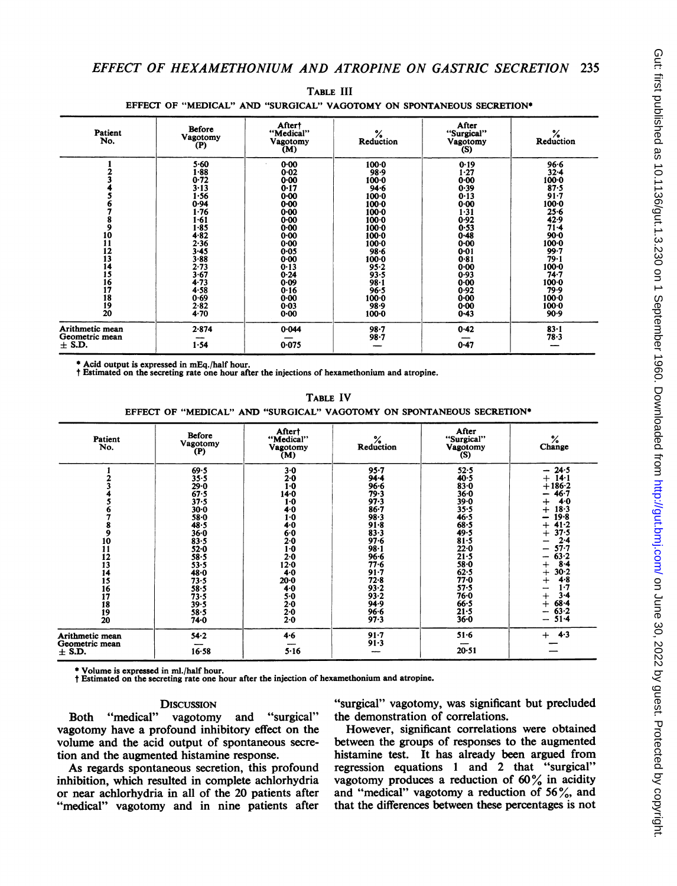TABLE III

EFFECT OF "MEDICAL" AND "SURGICAL" VAGOTOMY ON SPONTANEOUS SECRETION*

| Patient No. | Before Vagotomy (P) | After† "Medical" Vagotomy (M) | % Reduction | After "Surgical" Vagotomy (S) | % Reduction |
|---|---|---|---|---|---|
| 1 | 5·60 | 0·00 | 100·0 | 0·19 | 96·6 |
| 2 | 1·88 | 0·02 | 98·9 | 1·27 | 32·4 |
| 3 | 0·72 | 0·00 | 100·0 | 0·00 | 100·0 |
| 4 | 3·13 | 0·17 | 94·6 | 0·39 | 87·5 |
| 5 | 1·56 | 0·00 | 100·0 | 0·13 | 91·7 |
| 6 | 0·94 | 0·00 | 100·0 | 0·00 | 100·0 |
| 7 | 1·76 | 0·00 | 100·0 | 1·31 | 25·6 |
| 8 | 1·61 | 0·00 | 100·0 | 0·92 | 42·9 |
| 9 | 1·85 | 0·00 | 100·0 | 0·53 | 71·4 |
| 10 | 4·82 | 0·00 | 100·0 | 0·48 | 90·0 |
| 11 | 2·36 | 0·00 | 100·0 | 0·00 | 100·0 |
| 12 | 3·45 | 0·05 | 98·6 | 0·01 | 99·7 |
| 13 | 3·88 | 0·00 | 100·0 | 0·81 | 79·1 |
| 14 | 2·73 | 0·13 | 95·2 | 0·00 | 100·0 |
| 15 | 3·67 | 0·24 | 93·5 | 0·93 | 74·7 |
| 16 | 4·73 | 0·09 | 98·1 | 0·00 | 100·0 |
| 17 | 4·58 | 0·16 | 96·5 | 0·92 | 79·9 |
| 18 | 0·69 | 0·00 | 100·0 | 0·00 | 100·0 |
| 19 | 2·82 | 0·03 | 98·9 | 0·00 | 100·0 |
| 20 | 4·70 | 0·00 | 100·0 | 0·43 | 90·9 |
| Arithmetic mean | 2·874 | 0·044 | 98·7 | 0·42 | 83·1 |
| Geometric mean | — | — | 98·7 | — | 78·3 |
| ± S.D. | 1·54 | 0·075 | — | 0·47 | — |

\* Acid output is expressed in mEq./half hour.
† Estimated on the secreting rate one hour after the injections of hexamethonium and atropine.

TABLE IV

EFFECT OF "MEDICAL" AND "SURGICAL" VAGOTOMY ON SPONTANEOUS SECRETION*

| Patient No. | Before Vagotomy (P) | After† "Medical" Vagotomy (M) | % Reduction | After "Surgical" Vagotomy (S) | % Change |
|---|---|---|---|---|---|
| 1 | 69·5 | 3·0 | 95·7 | 52·5 | − 24·5 |
| 2 | 35·5 | 2·0 | 94·4 | 40·5 | + 14·1 |
| 3 | 29·0 | 1·0 | 96·6 | 83·0 | +186·2 |
| 4 | 67·5 | 14·0 | 79·3 | 36·0 | − 46·7 |
| 5 | 37·5 | 1·0 | 97·3 | 39·0 | + 4·0 |
| 6 | 30·0 | 4·0 | 86·7 | 35·5 | + 18·3 |
| 7 | 58·0 | 1·0 | 98·3 | 46·5 | − 19·8 |
| 8 | 48·5 | 4·0 | 91·8 | 68·5 | + 41·2 |
| 9 | 36·0 | 6·0 | 83·3 | 49·5 | + 37·5 |
| 10 | 83·5 | 2·0 | 97·6 | 81·5 | − 2·4 |
| 11 | 52·0 | 1·0 | 98·1 | 22·0 | − 57·7 |
| 12 | 58·5 | 2·0 | 96·6 | 21·5 | − 63·2 |
| 13 | 53·5 | 12·0 | 77·6 | 58·0 | + 8·4 |
| 14 | 48·0 | 4·0 | 91·7 | 62·5 | + 30·2 |
| 15 | 73·5 | 20·0 | 72·8 | 77·0 | + 4·8 |
| 16 | 58·5 | 4·0 | 93·2 | 57·5 | − 1·7 |
| 17 | 73·5 | 5·0 | 93·2 | 76·0 | + 3·4 |
| 18 | 39·5 | 2·0 | 94·9 | 66·5 | + 68·4 |
| 19 | 58·5 | 2·0 | 96·6 | 21·5 | − 63·2 |
| 20 | 74·0 | 2·0 | 97·3 | 36·0 | − 51·4 |
| Arithmetic mean | 54·2 | 4·6 | 91·7 | 51·6 | + 4·3 |
| Geometric mean | — | — | 91·3 | — | — |
| ± S.D. | 16·58 | 5·16 | — | 20·51 | — |

\* Volume is expressed in ml./half hour.
† Estimated on the secreting rate one hour after the injection of hexamethonium and atropine.

## DISCUSSION

Both "medical" vagotomy and "surgical" vagotomy have a profound inhibitory effect on the volume and the acid output of spontaneous secretion and the augmented histamine response.

As regards spontaneous secretion, this profound inhibition, which resulted in complete achlorhydria or near achlorhydria in all of the 20 patients after "medical" vagotomy and in nine patients after "surgical" vagotomy, was significant but precluded the demonstration of correlations.

However, significant correlations were obtained between the groups of responses to the augmented histamine test. It has already been argued from regression equations 1 and 2 that "surgical" vagotomy produces a reduction of 60% in acidity and "medical" vagotomy a reduction of 56%, and that the differences between these percentages is not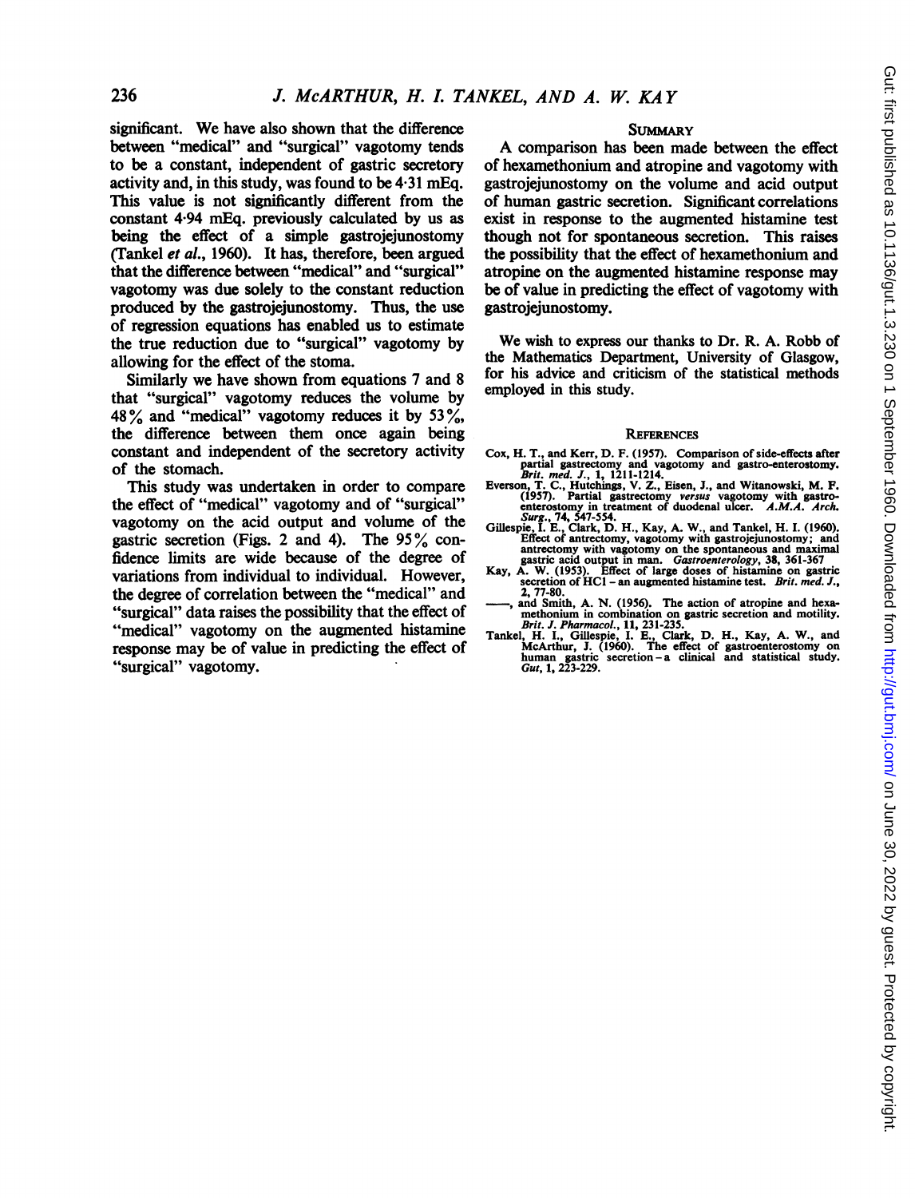significant. We have also shown that the difference between "medical" and "surgical" vagotomy tends to be a constant, independent of gastric secretory activity and, in this study, was found to be 4·31 mEq. This value is not significantly different from the constant 4·94 mEq. previously calculated by us as being the effect of a simple gastrojejunostomy (Tankel *et al.*, 1960). It has, therefore, been argued that the difference between "medical" and "surgical" vagotomy was due solely to the constant reduction produced by the gastrojejunostomy. Thus, the use of regression equations has enabled us to estimate the true reduction due to "surgical" vagotomy by allowing for the effect of the stoma.

Similarly we have shown from equations 7 and 8 that "surgical" vagotomy reduces the volume by 48% and "medical" vagotomy reduces it by 53%, the difference between them once again being constant and independent of the secretory activity of the stomach.

This study was undertaken in order to compare the effect of "medical" vagotomy and of "surgical" vagotomy on the acid output and volume of the gastric secretion (Figs. 2 and 4). The 95% confidence limits are wide because of the degree of variations from individual to individual. However, the degree of correlation between the "medical" and "surgical" data raises the possibility that the effect of "medical" vagotomy on the augmented histamine response may be of value in predicting the effect of "surgical" vagotomy.

## Summary

A comparison has been made between the effect of hexamethonium and atropine and vagotomy with gastrojejunostomy on the volume and acid output of human gastric secretion. Significant correlations exist in response to the augmented histamine test though not for spontaneous secretion. This raises the possibility that the effect of hexamethonium and atropine on the augmented histamine response may be of value in predicting the effect of vagotomy with gastrojejunostomy.

We wish to express our thanks to Dr. R. A. Robb of the Mathematics Department, University of Glasgow, for his advice and criticism of the statistical methods employed in this study.

## References

Cox, H. T., and Kerr, D. F. (1957). Comparison of side-effects after partial gastrectomy and vagotomy and gastro-enterostomy. *Brit. med. J.*, 1, 1211-1214.

Everson, T. C., Hutchings, V. Z., Eisen, J., and Witanowski, M. F. (1957). Partial gastrectomy *versus* vagotomy with gastro-enterostomy in treatment of duodenal ulcer. *A.M.A. Arch. Surg.*, 74, 547-554.

Gillespie, I. E., Clark, D. H., Kay, A. W., and Tankel, H. I. (1960). Effect of antrectomy, vagotomy with gastrojejunostomy; and antrectomy with vagotomy on the spontaneous and maximal gastric acid output in man. *Gastroenterology*, 38, 361-367

Kay, A. W. (1953). Effect of large doses of histamine on gastric secretion of HCl – an augmented histamine test. *Brit. med. J.*, 2, 77-80.

——, and Smith, A. N. (1956). The action of atropine and hexamethonium in combination on gastric secretion and motility. *Brit. J. Pharmacol.*, 11, 231-235.

Tankel, H. I., Gillespie, I. E., Clark, D. H., Kay, A. W., and McArthur, J. (1960). The effect of gastroenterostomy on human gastric secretion – a clinical and statistical study. *Gut*, 1, 223-229.